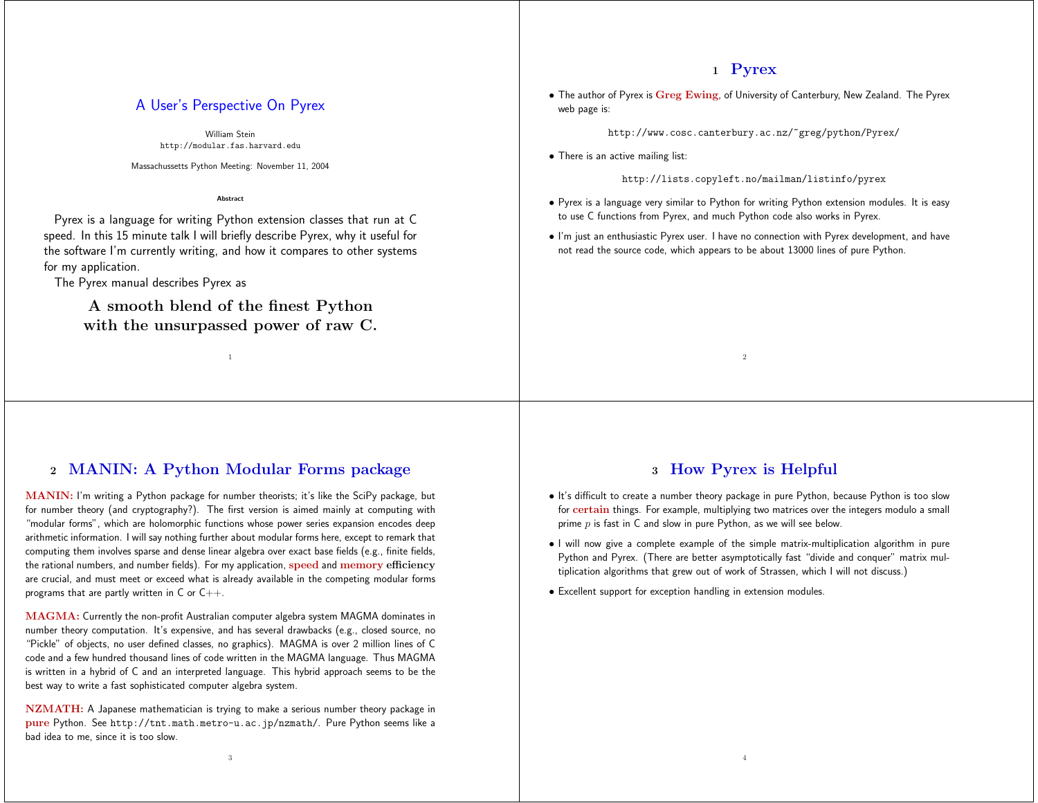# A User's Perspective On Pyrex

William Stein
http://modular.fas.harvard.edu

Massachussetts Python Meeting: November 11, 2004

**Abstract**

Pyrex is a language for writing Python extension classes that run at C speed. In this 15 minute talk I will briefly describe Pyrex, why it useful for the software I'm currently writing, and how it compares to other systems for my application.

The Pyrex manual describes Pyrex as

**A smooth blend of the finest Python with the unsurpassed power of raw C.**

## 1 Pyrex

- The author of Pyrex is **Greg Ewing**, of University of Canterbury, New Zealand. The Pyrex web page is:

  http://www.cosc.canterbury.ac.nz/~greg/python/Pyrex/

- There is an active mailing list:

  http://lists.copyleft.no/mailman/listinfo/pyrex

- Pyrex is a language very similar to Python for writing Python extension modules. It is easy to use C functions from Pyrex, and much Python code also works in Pyrex.
- I'm just an enthusiastic Pyrex user. I have no connection with Pyrex development, and have not read the source code, which appears to be about 13000 lines of pure Python.

## 2 MANIN: A Python Modular Forms package

**MANIN:** I'm writing a Python package for number theorists; it's like the SciPy package, but for number theory (and cryptography?). The first version is aimed mainly at computing with "modular forms", which are holomorphic functions whose power series expansion encodes deep arithmetic information. I will say nothing further about modular forms here, except to remark that computing them involves sparse and dense linear algebra over exact base fields (e.g., finite fields, the rational numbers, and number fields). For my application, **speed** and **memory efficiency** are crucial, and must meet or exceed what is already available in the competing modular forms programs that are partly written in C or C++.

**MAGMA:** Currently the non-profit Australian computer algebra system MAGMA dominates in number theory computation. It's expensive, and has several drawbacks (e.g., closed source, no "Pickle" of objects, no user defined classes, no graphics). MAGMA is over 2 million lines of C code and a few hundred thousand lines of code written in the MAGMA language. Thus MAGMA is written in a hybrid of C and an interpreted language. This hybrid approach seems to be the best way to write a fast sophisticated computer algebra system.

**NZMATH:** A Japanese mathematician is trying to make a serious number theory package in **pure** Python. See http://tnt.math.metro-u.ac.jp/nzmath/. Pure Python seems like a bad idea to me, since it is too slow.

## 3 How Pyrex is Helpful

- It's difficult to create a number theory package in pure Python, because Python is too slow for **certain** things. For example, multiplying two matrices over the integers modulo a small prime $p$ is fast in C and slow in pure Python, as we will see below.
- I will now give a complete example of the simple matrix-multiplication algorithm in pure Python and Pyrex. (There are better asymptotically fast "divide and conquer" matrix multiplication algorithms that grew out of work of Strassen, which I will not discuss.)
- Excellent support for exception handling in extension modules.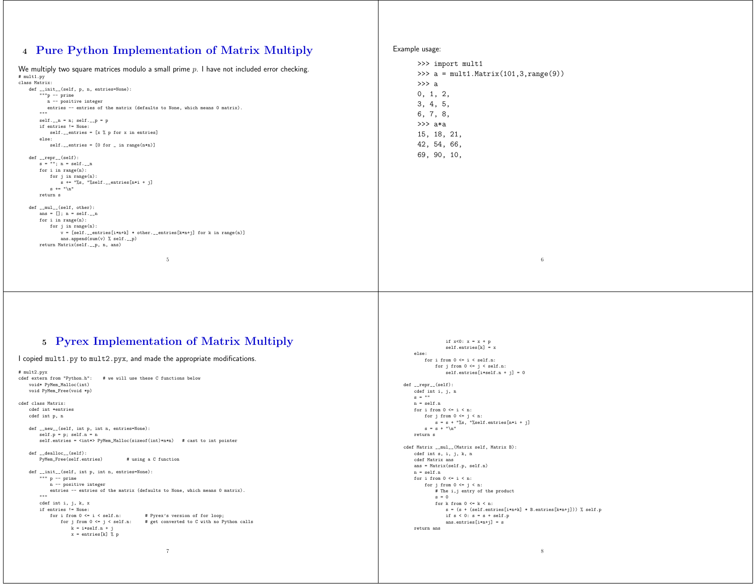## 4 Pure Python Implementation of Matrix Multiply

We multiply two square matrices modulo a small prime $p$. I have not included error checking.

```
# mult1.py
class Matrix:
    def __init__(self, p, n, entries=None):
        """p -- prime
           n -- positive integer
           entries -- entries of the matrix (defaults to None, which means 0 matrix).
        """
        self.__n = n; self.__p = p
        if entries != None:
            self.__entries = [x % p for x in entries]
        else:
            self.__entries = [0 for _ in range(n*n)]

    def __repr__(self):
        s = ""; n = self.__n
        for i in range(n):
            for j in range(n):
                s += "%s, "%self.__entries[n*i + j]
            s += "\n"
        return s

    def __mul__(self, other):
        ans = []; n = self.__n
        for i in range(n):
            for j in range(n):
                v = [self.__entries[i*n+k] * other.__entries[k*n+j] for k in range(n)]
                ans.append(sum(v) % self.__p)
        return Matrix(self.__p, n, ans)
```

Example usage:

```
>>> import mult1
>>> a = mult1.Matrix(101,3,range(9))
>>> a
0, 1, 2,
3, 4, 5,
6, 7, 8,
>>> a*a
15, 18, 21,
42, 54, 66,
69, 90, 10,
```

## 5 Pyrex Implementation of Matrix Multiply

I copied `mult1.py` to `mult2.pyx`, and made the appropriate modifications.

```
# mult2.pyx
cdef extern from "Python.h":    # we will use these C functions below
    void* PyMem_Malloc(int)
    void PyMem_Free(void *p)

cdef class Matrix:
    cdef int *entries
    cdef int p, n

    def __new__(self, int p, int n, entries=None):
        self.p = p; self.n = n
        self.entries = <int*> PyMem_Malloc(sizeof(int)*n*n)   # cast to int pointer

    def __dealloc__(self):
        PyMem_Free(self.entries)        # using a C function

    def __init__(self, int p, int n, entries=None):
        """ p -- prime
            n -- positive integer
            entries -- entries of the matrix (defaults to None, which means 0 matrix).
        """
        cdef int i, j, k, x
        if entries != None:
            for i from 0 <= i < self.n:        # Pyrex's version of for loop;
                for j from 0 <= j < self.n:    # get converted to C with no Python calls
                    k = i*self.n + j
                    x = entries[k] % p
                    if x<0: x = x + p
                    self.entries[k] = x
        else:
            for i from 0 <= i < self.n:
                for j from 0 <= j < self.n:
                    self.entries[i*self.n + j] = 0

    def __repr__(self):
        cdef int i, j, n
        s = ""
        n = self.n
        for i from 0 <= i < n:
            for j from 0 <= j < n:
                s = s + "%s, "%self.entries[n*i + j]
            s = s + "\n"
        return s

    cdef Matrix __mul__(Matrix self, Matrix B):
        cdef int s, i, j, k, n
        cdef Matrix ans
        ans = Matrix(self.p, self.n)
        n = self.n
        for i from 0 <= i < n:
            for j from 0 <= j < n:
                # The i,j entry of the product
                s = 0
                for k from 0 <= k < n:
                    s = (s + (self.entries[i*n+k] * B.entries[k*n+j])) % self.p
                    if s < 0: s = s + self.p
                ans.entries[i*n+j] = s
        return ans
```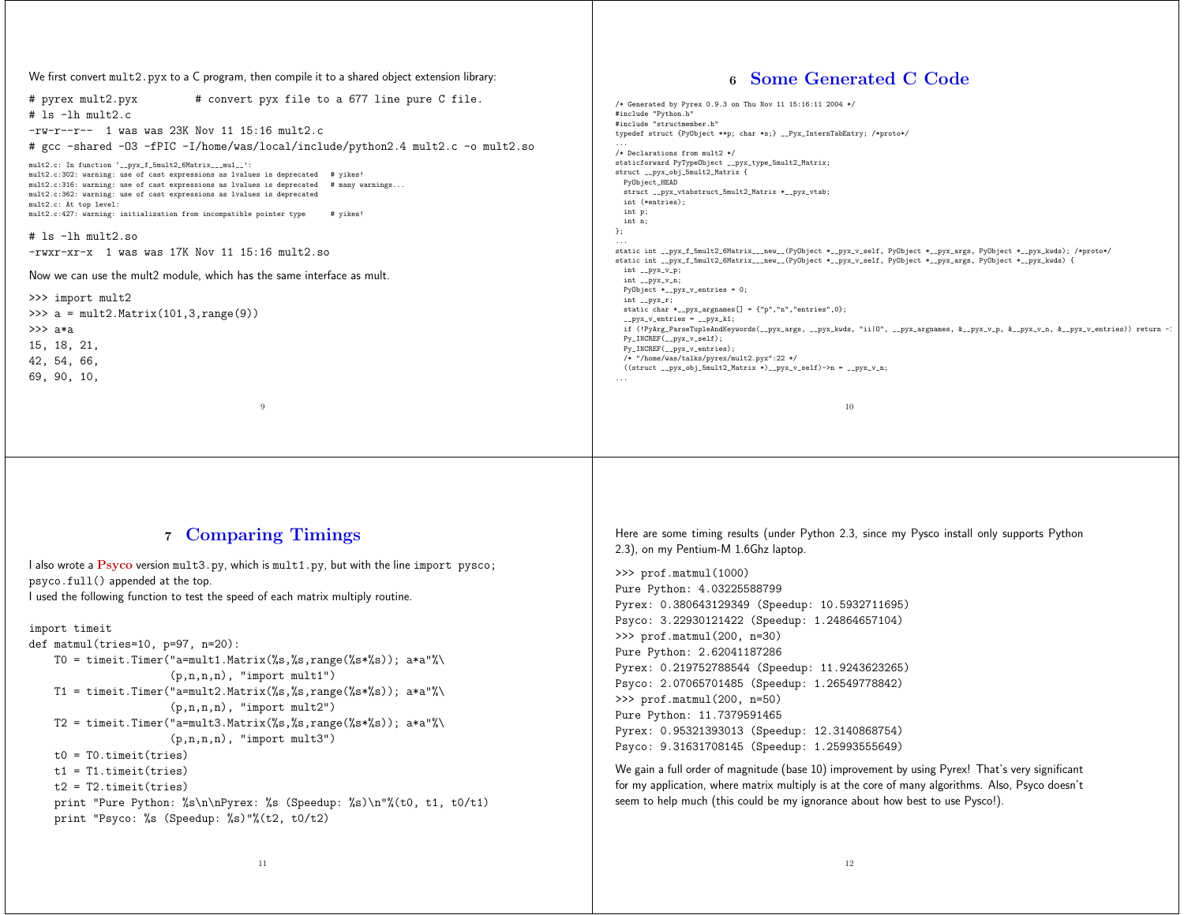We first convert `mult2.pyx` to a C program, then compile it to a shared object extension library:

```
# pyrex mult2.pyx         # convert pyx file to a 677 line pure C file.
# ls -lh mult2.c
-rw-r--r--  1 was was 23K Nov 11 15:16 mult2.c
# gcc -shared -O3 -fPIC -I/home/was/local/include/python2.4 mult2.c -o mult2.so
mult2.c: In function `__pyx_f_5mult2_6Matrix___mul__':
mult2.c:302: warning: use of cast expressions as lvalues is deprecated   # yikes!
mult2.c:316: warning: use of cast expressions as lvalues is deprecated   # many warnings...
mult2.c:362: warning: use of cast expressions as lvalues is deprecated
mult2.c: At top level:
mult2.c:427: warning: initialization from incompatible pointer type      # yikes!

# ls -lh mult2.so
-rwxr-xr-x  1 was was 17K Nov 11 15:16 mult2.so
```

Now we can use the mult2 module, which has the same interface as mult.

```
>>> import mult2
>>> a = mult2.Matrix(101,3,range(9))
>>> a*a
15, 18, 21,
42, 54, 66,
69, 90, 10,
```

## 6 Some Generated C Code

```
/* Generated by Pyrex 0.9.3 on Thu Nov 11 15:16:11 2004 */
#include "Python.h"
#include "structmember.h"
typedef struct {PyObject **p; char *s;} __Pyx_InternTabEntry; /*proto*/
...
/* Declarations from mult2 */
staticforward PyTypeObject __pyx_type_5mult2_Matrix;
struct __pyx_obj_5mult2_Matrix {
  PyObject_HEAD
  struct __pyx_vtabstruct_5mult2_Matrix *__pyx_vtab;
  int (*entries);
  int p;
  int n;
};
...
static int __pyx_f_5mult2_6Matrix___new__(PyObject *__pyx_v_self, PyObject *__pyx_args, PyObject *__pyx_kwds); /*proto*/
static int __pyx_f_5mult2_6Matrix___new__(PyObject *__pyx_v_self, PyObject *__pyx_args, PyObject *__pyx_kwds) {
  int __pyx_v_p;
  int __pyx_v_n;
  PyObject *__pyx_v_entries = 0;
  int __pyx_r;
  static char *__pyx_argnames[] = {"p","n","entries",0};
  __pyx_v_entries = __pyx_k1;
  if (!PyArg_ParseTupleAndKeywords(__pyx_args, __pyx_kwds, "ii|O", __pyx_argnames, &__pyx_v_p, &__pyx_v_n, &__pyx_v_entries)) return -1
  Py_INCREF(__pyx_v_self);
  Py_INCREF(__pyx_v_entries);
  /* "/home/was/talks/pyrex/mult2.pyx":22 */
  ((struct __pyx_obj_5mult2_Matrix *)__pyx_v_self)->n = __pyx_v_n;
...
```

## 7 Comparing Timings

I also wrote a **Psyco** version `mult3.py`, which is `mult1.py`, but with the line `import pysco; psyco.full()` appended at the top.
I used the following function to test the speed of each matrix multiply routine.

```
import timeit
def matmul(tries=10, p=97, n=20):
    T0 = timeit.Timer("a=mult1.Matrix(%s,%s,range(%s*%s)); a*a"%\
                      (p,n,n,n), "import mult1")
    T1 = timeit.Timer("a=mult2.Matrix(%s,%s,range(%s*%s)); a*a"%\
                      (p,n,n,n), "import mult2")
    T2 = timeit.Timer("a=mult3.Matrix(%s,%s,range(%s*%s)); a*a"%\
                      (p,n,n,n), "import mult3")
    t0 = T0.timeit(tries)
    t1 = T1.timeit(tries)
    t2 = T2.timeit(tries)
    print "Pure Python: %s\n\nPyrex: %s (Speedup: %s)\n"%(t0, t1, t0/t1)
    print "Psyco: %s (Speedup: %s)"%(t2, t0/t2)
```

Here are some timing results (under Python 2.3, since my Pysco install only supports Python 2.3), on my Pentium-M 1.6Ghz laptop.

```
>>> prof.matmul(1000)
Pure Python: 4.03225588799
Pyrex: 0.380643129349 (Speedup: 10.5932711695)
Psyco: 3.22930121422 (Speedup: 1.24864657104)
>>> prof.matmul(200, n=30)
Pure Python: 2.62041187286
Pyrex: 0.219752788544 (Speedup: 11.9243623265)
Psyco: 2.07065701485 (Speedup: 1.26549778842)
>>> prof.matmul(200, n=50)
Pure Python: 11.7379591465
Pyrex: 0.95321393013 (Speedup: 12.3140868754)
Psyco: 9.31631708145 (Speedup: 1.25993555649)
```

We gain a full order of magnitude (base 10) improvement by using Pyrex! That's very significant for my application, where matrix multiply is at the core of many algorithms. Also, Psyco doesn't seem to help much (this could be my ignorance about how best to use Pysco!).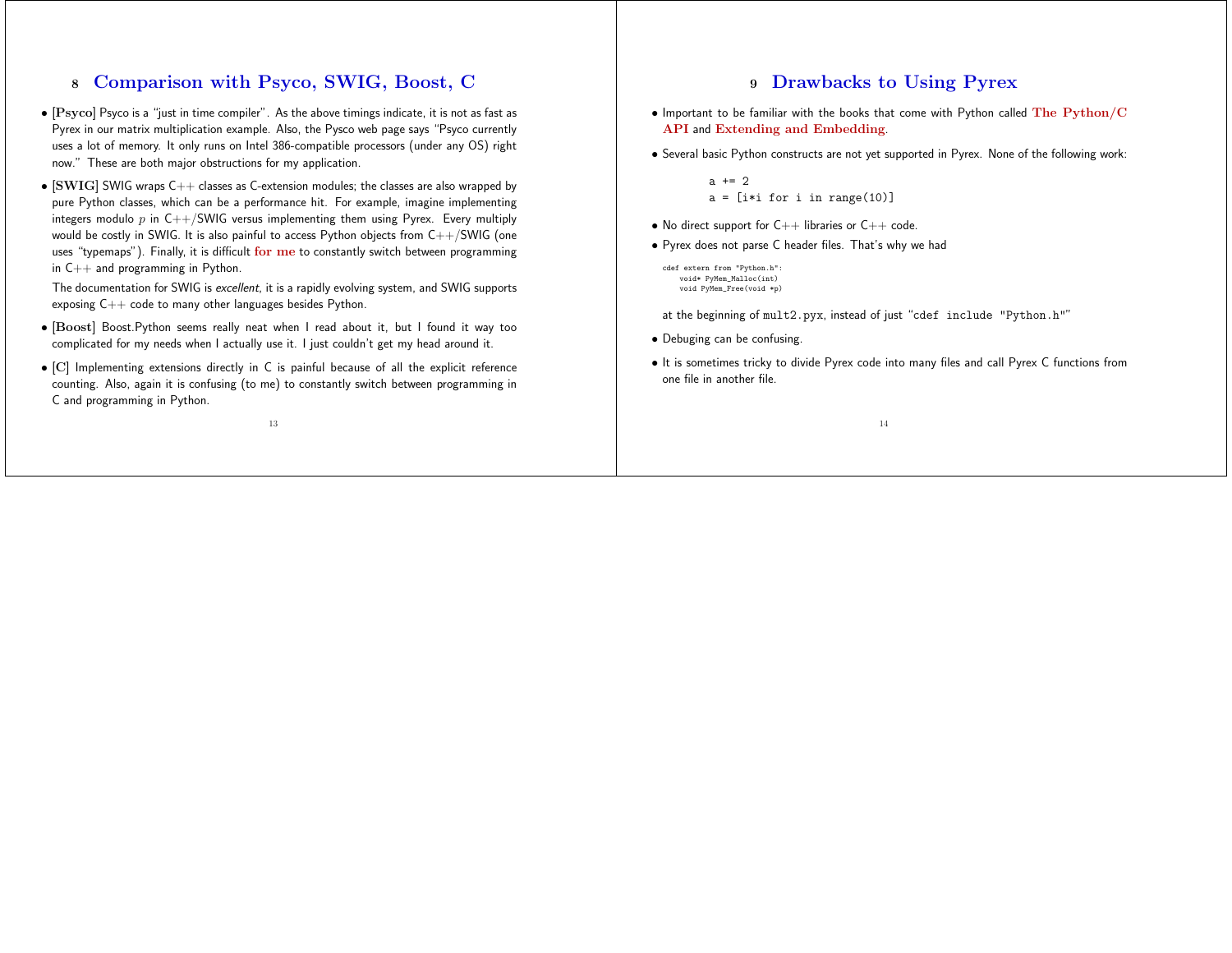## 8 Comparison with Psyco, SWIG, Boost, C

- **[Psyco]** Psyco is a "just in time compiler". As the above timings indicate, it is not as fast as Pyrex in our matrix multiplication example. Also, the Pysco web page says "Psyco currently uses a lot of memory. It only runs on Intel 386-compatible processors (under any OS) right now." These are both major obstructions for my application.
- **[SWIG]** SWIG wraps C++ classes as C-extension modules; the classes are also wrapped by pure Python classes, which can be a performance hit. For example, imagine implementing integers modulo $p$ in C++/SWIG versus implementing them using Pyrex. Every multiply would be costly in SWIG. It is also painful to access Python objects from C++/SWIG (one uses "typemaps"). Finally, it is difficult **for me** to constantly switch between programming in C++ and programming in Python.

  The documentation for SWIG is *excellent*, it is a rapidly evolving system, and SWIG supports exposing C++ code to many other languages besides Python.
- **[Boost]** Boost.Python seems really neat when I read about it, but I found it way too complicated for my needs when I actually use it. I just couldn't get my head around it.
- **[C]** Implementing extensions directly in C is painful because of all the explicit reference counting. Also, again it is confusing (to me) to constantly switch between programming in C and programming in Python.

## 9 Drawbacks to Using Pyrex

- Important to be familiar with the books that come with Python called **The Python/C API** and **Extending and Embedding**.
- Several basic Python constructs are not yet supported in Pyrex. None of the following work:

```
a += 2
a = [i*i for i in range(10)]
```

- No direct support for C++ libraries or C++ code.
- Pyrex does not parse C header files. That's why we had

```
cdef extern from "Python.h":
    void* PyMem_Malloc(int)
    void PyMem_Free(void *p)
```

  at the beginning of `mult2.pyx`, instead of just "`cdef include "Python.h"`"
- Debuging can be confusing.
- It is sometimes tricky to divide Pyrex code into many files and call Pyrex C functions from one file in another file.